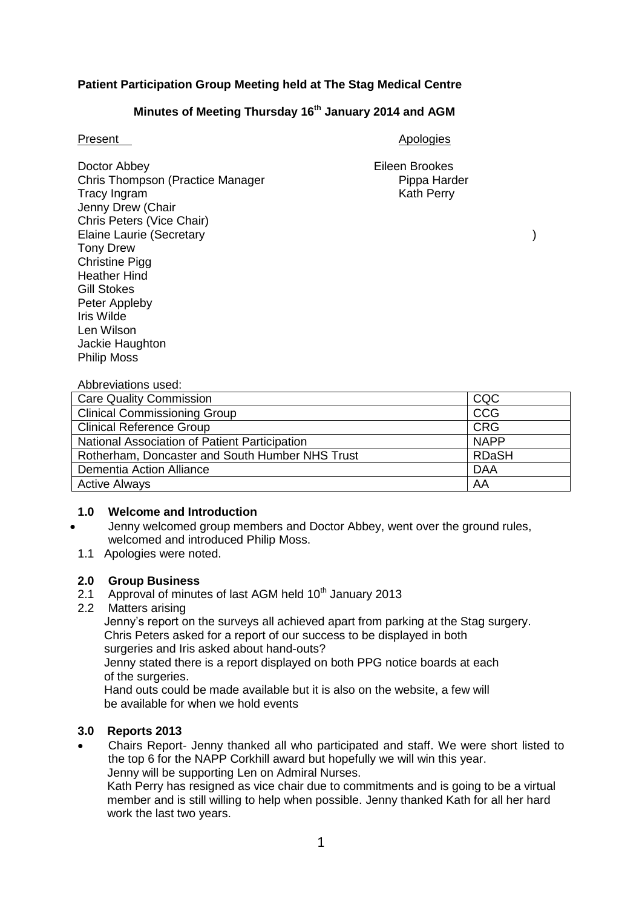**Patient Participation Group Meeting held at The Stag Medical Centre**

**Minutes of Meeting Thursday 16th January 2014 and AGM**

Present

Doctor Abbey
Chris Thompson (Practice Manager
Tracy Ingram
Jenny Drew (Chair
Chris Peters (Vice Chair)
Elaine Laurie (Secretary )
Tony Drew
Christine Pigg
Heather Hind
Gill Stokes
Peter Appleby
Iris Wilde
Len Wilson
Jackie Haughton
Philip Moss

Apologies

Eileen Brookes
Pippa Harder
Kath Perry

Abbreviations used:

| | |
|---|---|
| Care Quality Commission | CQC |
| Clinical Commissioning Group | CCG |
| Clinical Reference Group | CRG |
| National Association of Patient Participation | NAPP |
| Rotherham, Doncaster and South Humber NHS Trust | RDaSH |
| Dementia Action Alliance | DAA |
| Active Always | AA |

**1.0 Welcome and Introduction**

- Jenny welcomed group members and Doctor Abbey, went over the ground rules, welcomed and introduced Philip Moss.

1.1 Apologies were noted.

**2.0 Group Business**

2.1 Approval of minutes of last AGM held 10th January 2013

2.2 Matters arising

Jenny's report on the surveys all achieved apart from parking at the Stag surgery.
Chris Peters asked for a report of our success to be displayed in both surgeries and Iris asked about hand-outs?
Jenny stated there is a report displayed on both PPG notice boards at each of the surgeries.
Hand outs could be made available but it is also on the website, a few will be available for when we hold events

**3.0 Reports 2013**

- Chairs Report- Jenny thanked all who participated and staff. We were short listed to the top 6 for the NAPP Corkhill award but hopefully we will win this year.
  Jenny will be supporting Len on Admiral Nurses.
  Kath Perry has resigned as vice chair due to commitments and is going to be a virtual member and is still willing to help when possible. Jenny thanked Kath for all her hard work the last two years.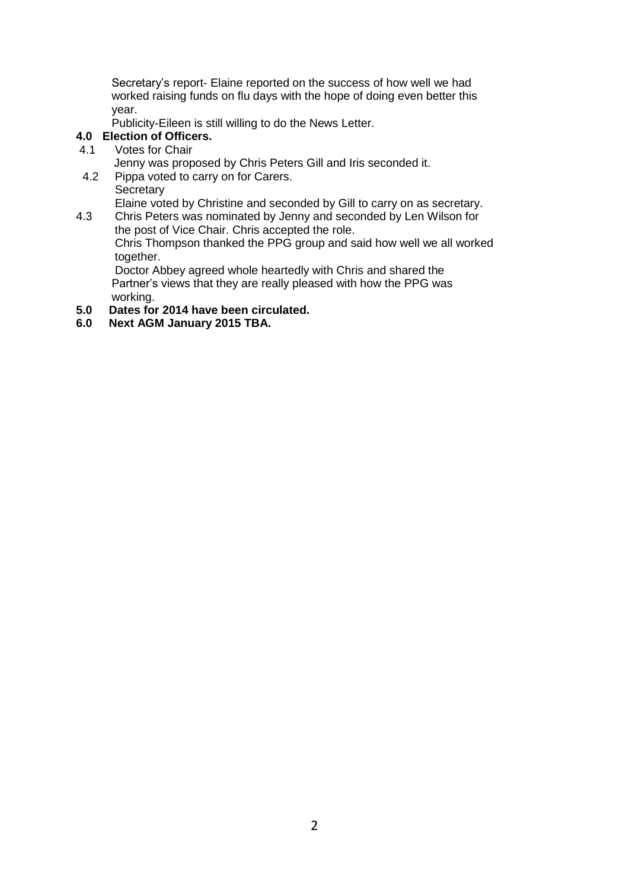Secretary's report- Elaine reported on the success of how well we had worked raising funds on flu days with the hope of doing even better this year.

Publicity-Eileen is still willing to do the News Letter.

**4.0 Election of Officers.**

4.1 Votes for Chair

Jenny was proposed by Chris Peters Gill and Iris seconded it.

4.2 Pippa voted to carry on for Carers.

Secretary

Elaine voted by Christine and seconded by Gill to carry on as secretary.

4.3 Chris Peters was nominated by Jenny and seconded by Len Wilson for the post of Vice Chair. Chris accepted the role.

Chris Thompson thanked the PPG group and said how well we all worked together.

Doctor Abbey agreed whole heartedly with Chris and shared the Partner's views that they are really pleased with how the PPG was working.

**5.0 Dates for 2014 have been circulated.**

**6.0 Next AGM January 2015 TBA.**